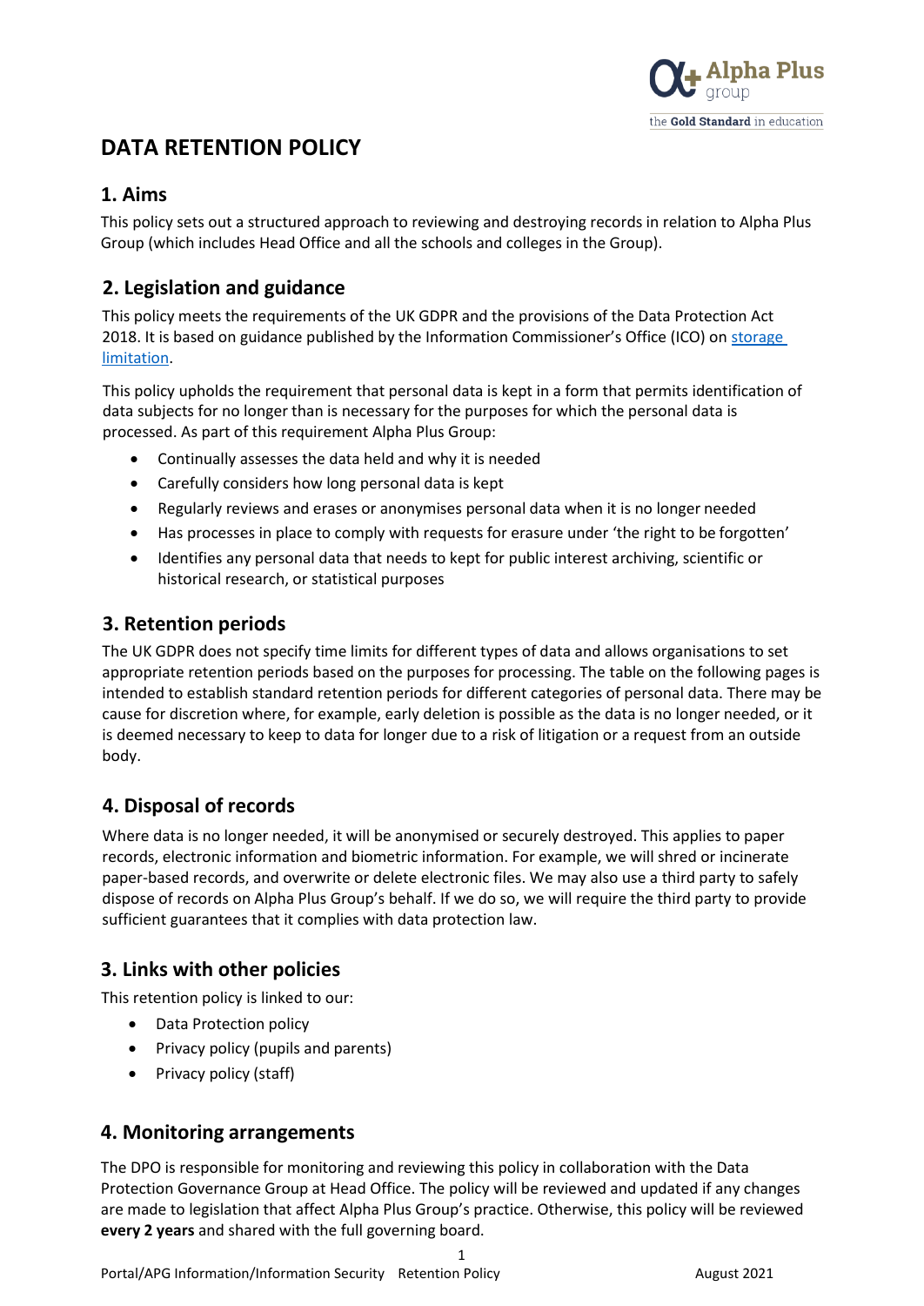# DATA RETENTION POLICY

## 1. Aims

This policy sets out a structured approach to reviewing and destroying records in relation to Alpha Plus Group (which includes Head Office and all the schools and colleges in the Group).

## 2. Legislation and guidance

This policy meets the requirements of the UK GDPR and the provisions of the Data Protection Act 2018. It is based on guidance published by the Information Commissioner's Office (ICO) on storage limitation.

This policy upholds the requirement that personal data is kept in a form that permits identification of data subjects for no longer than is necessary for the purposes for which the personal data is processed. As part of this requirement Alpha Plus Group:

- Continually assesses the data held and why it is needed
- Carefully considers how long personal data is kept
- Regularly reviews and erases or anonymises personal data when it is no longer needed
- Has processes in place to comply with requests for erasure under 'the right to be forgotten'
- Identifies any personal data that needs to kept for public interest archiving, scientific or historical research, or statistical purposes

## 3. Retention periods

The UK GDPR does not specify time limits for different types of data and allows organisations to set appropriate retention periods based on the purposes for processing. The table on the following pages is intended to establish standard retention periods for different categories of personal data. There may be cause for discretion where, for example, early deletion is possible as the data is no longer needed, or it is deemed necessary to keep to data for longer due to a risk of litigation or a request from an outside body.

## 4. Disposal of records

Where data is no longer needed, it will be anonymised or securely destroyed. This applies to paper records, electronic information and biometric information. For example, we will shred or incinerate paper-based records, and overwrite or delete electronic files. We may also use a third party to safely dispose of records on Alpha Plus Group's behalf. If we do so, we will require the third party to provide sufficient guarantees that it complies with data protection law.

## 3. Links with other policies

This retention policy is linked to our:

- Data Protection policy
- Privacy policy (pupils and parents)
- Privacy policy (staff)

## 4. Monitoring arrangements

The DPO is responsible for monitoring and reviewing this policy in collaboration with the Data Protection Governance Group at Head Office. The policy will be reviewed and updated if any changes are made to legislation that affect Alpha Plus Group's practice. Otherwise, this policy will be reviewed **every 2 years** and shared with the full governing board.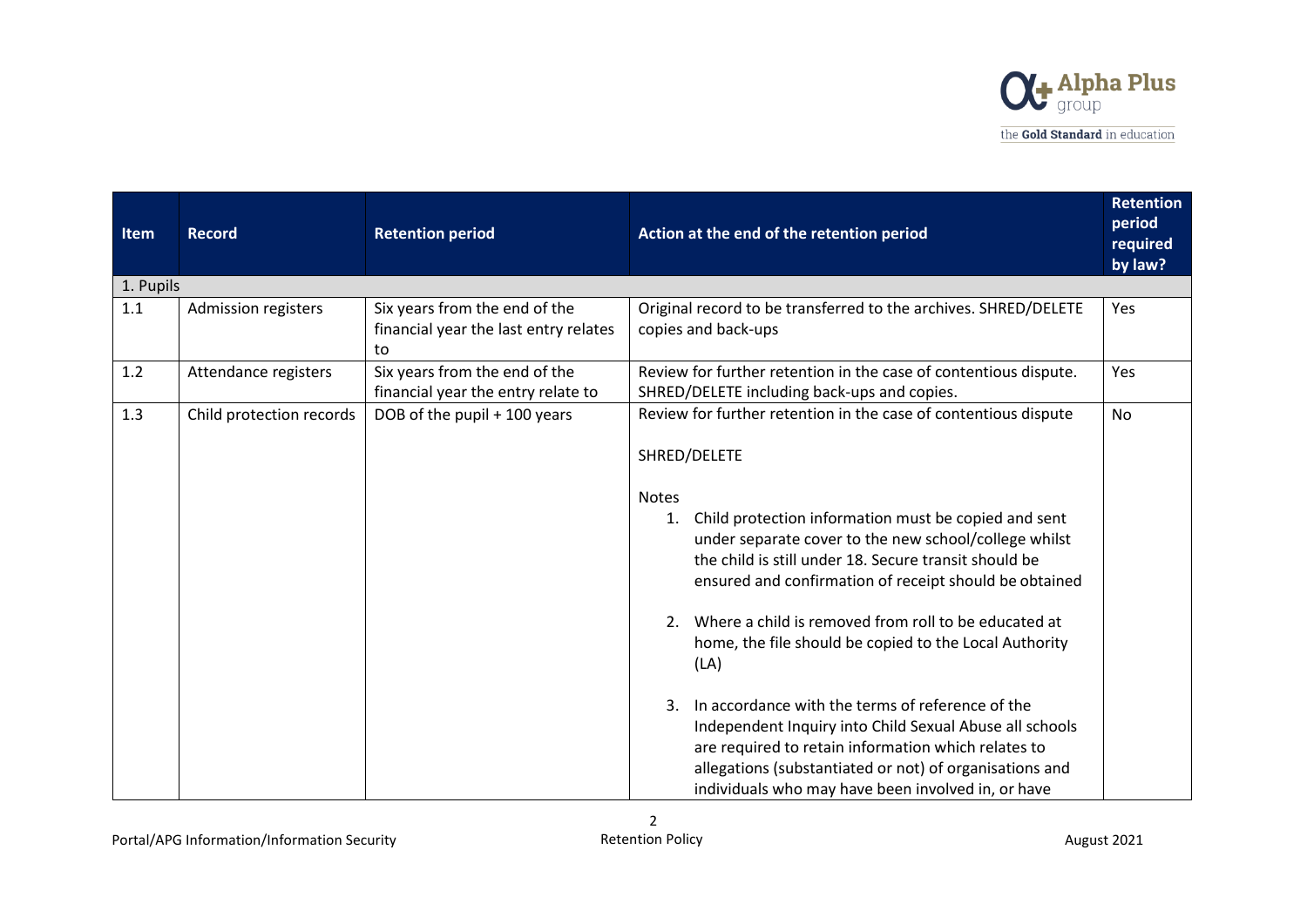| Item | Record | Retention period | Action at the end of the retention period | Retention period required by law? |
|---|---|---|---|---|
| 1. Pupils | | | | |
| 1.1 | Admission registers | Six years from the end of the financial year the last entry relates to | Original record to be transferred to the archives. SHRED/DELETE copies and back-ups | Yes |
| 1.2 | Attendance registers | Six years from the end of the financial year the entry relate to | Review for further retention in the case of contentious dispute. SHRED/DELETE including back-ups and copies. | Yes |
| 1.3 | Child protection records | DOB of the pupil + 100 years | Review for further retention in the case of contentious dispute<br><br>SHRED/DELETE<br><br>Notes<br>1. Child protection information must be copied and sent under separate cover to the new school/college whilst the child is still under 18. Secure transit should be ensured and confirmation of receipt should be obtained<br><br>2. Where a child is removed from roll to be educated at home, the file should be copied to the Local Authority (LA)<br><br>3. In accordance with the terms of reference of the Independent Inquiry into Child Sexual Abuse all schools are required to retain information which relates to allegations (substantiated or not) of organisations and individuals who may have been involved in, or have | No |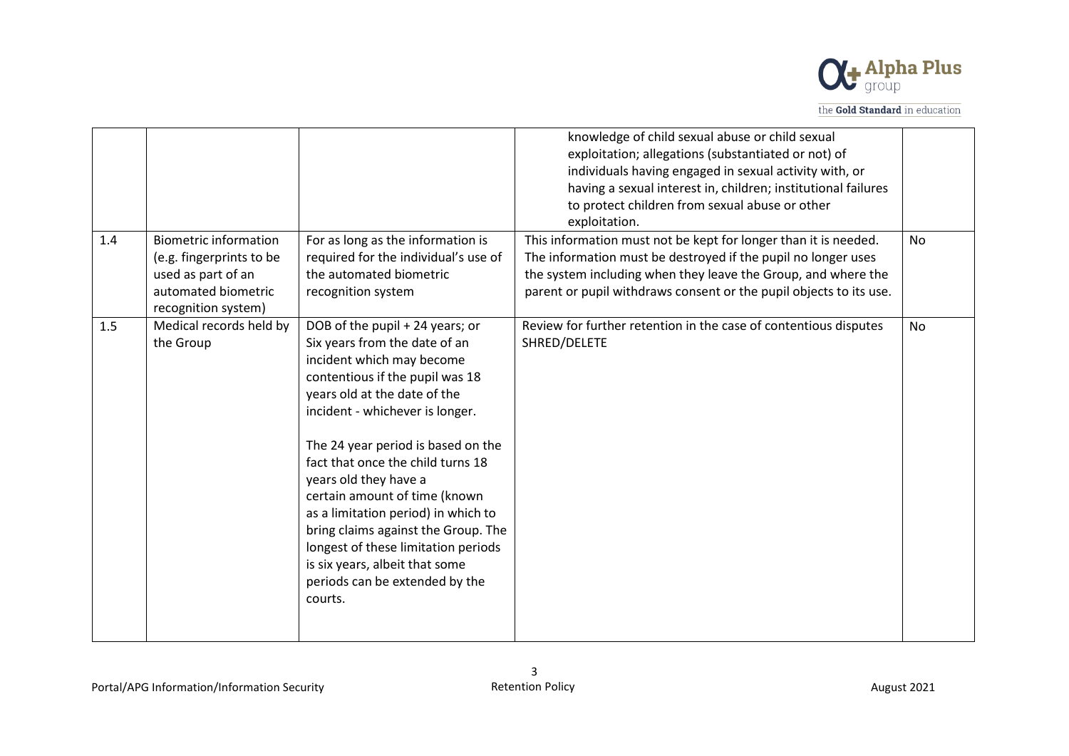| | | | knowledge of child sexual abuse or child sexual exploitation; allegations (substantiated or not) of individuals having engaged in sexual activity with, or having a sexual interest in, children; institutional failures to protect children from sexual abuse or other exploitation. | |
|---|---|---|---|---|
| 1.4 | Biometric information (e.g. fingerprints to be used as part of an automated biometric recognition system) | For as long as the information is required for the individual's use of the automated biometric recognition system | This information must not be kept for longer than it is needed. The information must be destroyed if the pupil no longer uses the system including when they leave the Group, and where the parent or pupil withdraws consent or the pupil objects to its use. | No |
| 1.5 | Medical records held by the Group | DOB of the pupil + 24 years; or Six years from the date of an incident which may become contentious if the pupil was 18 years old at the date of the incident - whichever is longer.<br><br>The 24 year period is based on the fact that once the child turns 18 years old they have a certain amount of time (known as a limitation period) in which to bring claims against the Group. The longest of these limitation periods is six years, albeit that some periods can be extended by the courts. | Review for further retention in the case of contentious disputes SHRED/DELETE | No |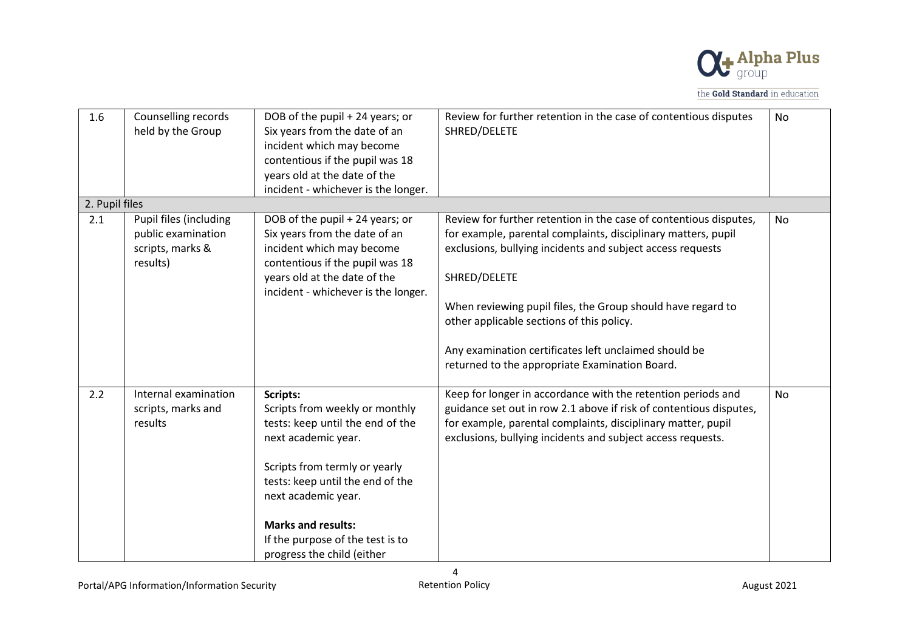| | | | | |
|---|---|---|---|---|
| 1.6 | Counselling records held by the Group | DOB of the pupil + 24 years; or Six years from the date of an incident which may become contentious if the pupil was 18 years old at the date of the incident - whichever is the longer. | Review for further retention in the case of contentious disputes<br>SHRED/DELETE | No |
| 2. Pupil files | | | | |
| 2.1 | Pupil files (including public examination scripts, marks & results) | DOB of the pupil + 24 years; or Six years from the date of an incident which may become contentious if the pupil was 18 years old at the date of the incident - whichever is the longer. | Review for further retention in the case of contentious disputes, for example, parental complaints, disciplinary matters, pupil exclusions, bullying incidents and subject access requests<br><br>SHRED/DELETE<br><br>When reviewing pupil files, the Group should have regard to other applicable sections of this policy.<br><br>Any examination certificates left unclaimed should be returned to the appropriate Examination Board. | No |
| 2.2 | Internal examination scripts, marks and results | **Scripts:**<br>Scripts from weekly or monthly tests: keep until the end of the next academic year.<br><br>Scripts from termly or yearly tests: keep until the end of the next academic year.<br><br>**Marks and results:**<br>If the purpose of the test is to progress the child (either | Keep for longer in accordance with the retention periods and guidance set out in row 2.1 above if risk of contentious disputes, for example, parental complaints, disciplinary matter, pupil exclusions, bullying incidents and subject access requests. | No |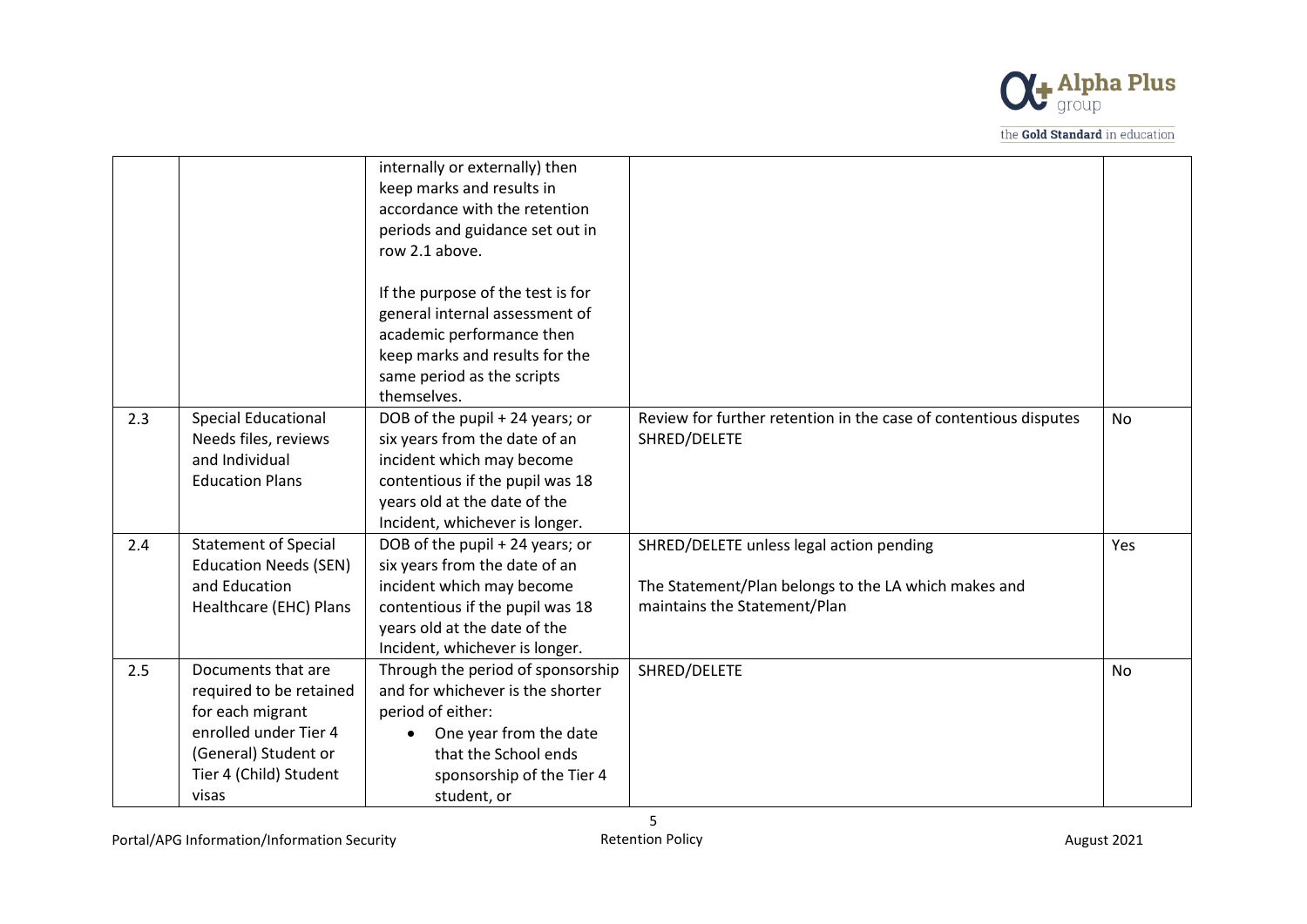| | | internally or externally) then keep marks and results in accordance with the retention periods and guidance set out in row 2.1 above.<br><br>If the purpose of the test is for general internal assessment of academic performance then keep marks and results for the same period as the scripts themselves. | | |
|---|---|---|---|---|
| 2.3 | Special Educational Needs files, reviews and Individual Education Plans | DOB of the pupil + 24 years; or six years from the date of an incident which may become contentious if the pupil was 18 years old at the date of the Incident, whichever is longer. | Review for further retention in the case of contentious disputes SHRED/DELETE | No |
| 2.4 | Statement of Special Education Needs (SEN) and Education Healthcare (EHC) Plans | DOB of the pupil + 24 years; or six years from the date of an incident which may become contentious if the pupil was 18 years old at the date of the Incident, whichever is longer. | SHRED/DELETE unless legal action pending<br><br>The Statement/Plan belongs to the LA which makes and maintains the Statement/Plan | Yes |
| 2.5 | Documents that are required to be retained for each migrant enrolled under Tier 4 (General) Student or Tier 4 (Child) Student visas | Through the period of sponsorship and for whichever is the shorter period of either:<br>• One year from the date that the School ends sponsorship of the Tier 4 student, or | SHRED/DELETE | No |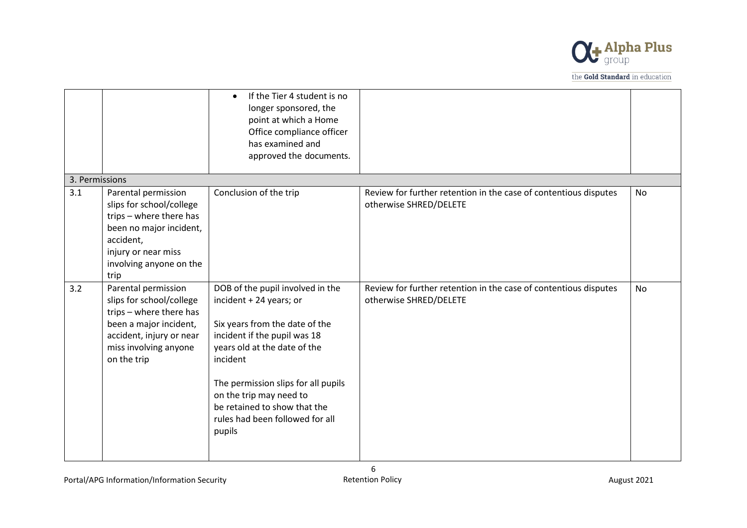| | | | | |
|---|---|---|---|---|
| | | • If the Tier 4 student is no longer sponsored, the point at which a Home Office compliance officer has examined and approved the documents. | | |
| 3. Permissions | | | | |
| 3.1 | Parental permission slips for school/college trips – where there has been no major incident, accident, injury or near miss involving anyone on the trip | Conclusion of the trip | Review for further retention in the case of contentious disputes otherwise SHRED/DELETE | No |
| 3.2 | Parental permission slips for school/college trips – where there has been a major incident, accident, injury or near miss involving anyone on the trip | DOB of the pupil involved in the incident + 24 years; or<br><br>Six years from the date of the incident if the pupil was 18 years old at the date of the incident<br><br>The permission slips for all pupils on the trip may need to be retained to show that the rules had been followed for all pupils | Review for further retention in the case of contentious disputes otherwise SHRED/DELETE | No |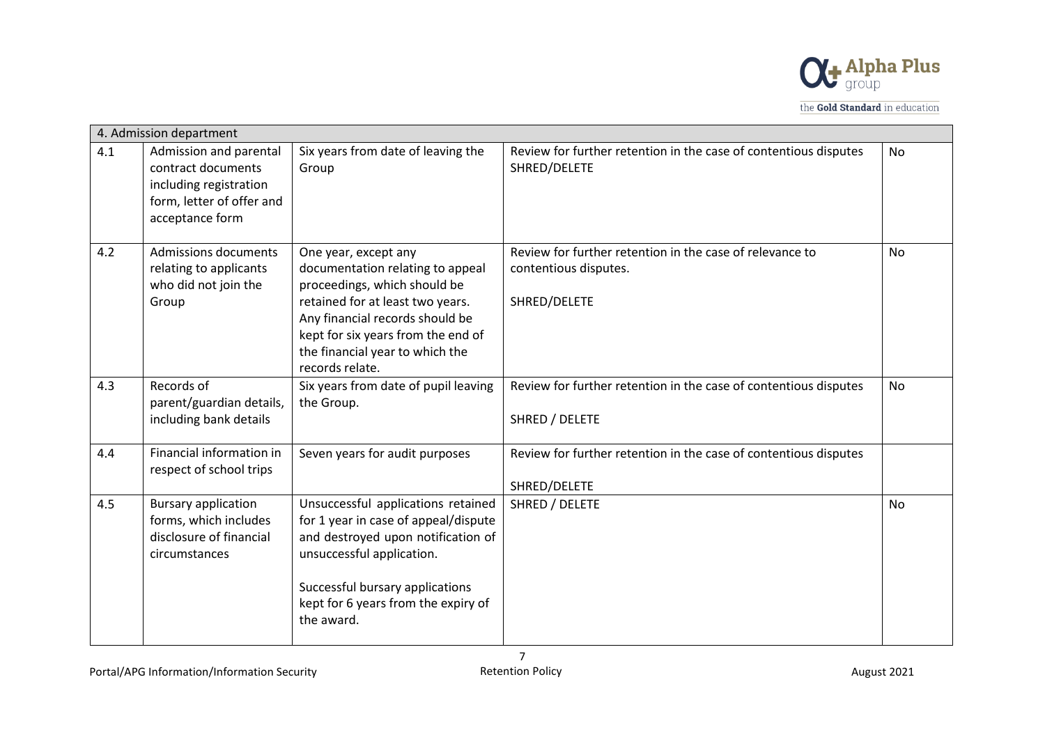| 4. Admission department | | | | |
|---|---|---|---|---|
| 4.1 | Admission and parental contract documents including registration form, letter of offer and acceptance form | Six years from date of leaving the Group | Review for further retention in the case of contentious disputes SHRED/DELETE | No |
| 4.2 | Admissions documents relating to applicants who did not join the Group | One year, except any documentation relating to appeal proceedings, which should be retained for at least two years. Any financial records should be kept for six years from the end of the financial year to which the records relate. | Review for further retention in the case of relevance to contentious disputes.<br><br>SHRED/DELETE | No |
| 4.3 | Records of parent/guardian details, including bank details | Six years from date of pupil leaving the Group. | Review for further retention in the case of contentious disputes<br><br>SHRED / DELETE | No |
| 4.4 | Financial information in respect of school trips | Seven years for audit purposes | Review for further retention in the case of contentious disputes<br><br>SHRED/DELETE | |
| 4.5 | Bursary application forms, which includes disclosure of financial circumstances | Unsuccessful applications retained for 1 year in case of appeal/dispute and destroyed upon notification of unsuccessful application.<br><br>Successful bursary applications kept for 6 years from the expiry of the award. | SHRED / DELETE | No |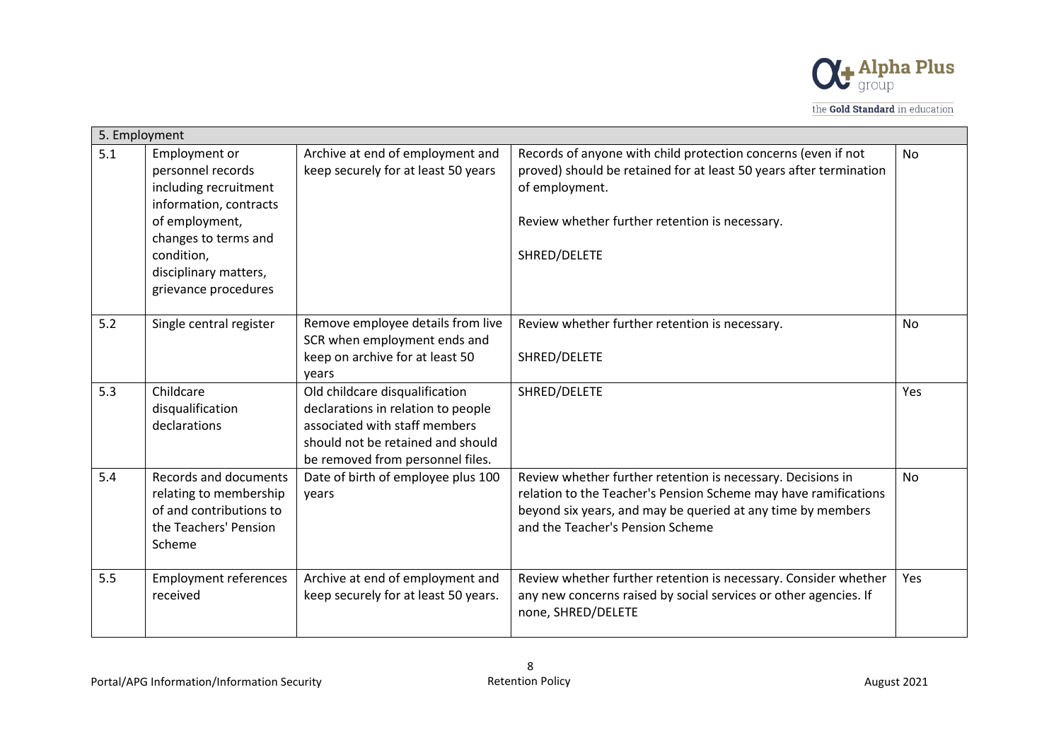| 5. Employment | | | | |
|---|---|---|---|---|
| 5.1 | Employment or personnel records including recruitment information, contracts of employment, changes to terms and condition, disciplinary matters, grievance procedures | Archive at end of employment and keep securely for at least 50 years | Records of anyone with child protection concerns (even if not proved) should be retained for at least 50 years after termination of employment.<br><br>Review whether further retention is necessary.<br><br>SHRED/DELETE | No |
| 5.2 | Single central register | Remove employee details from live SCR when employment ends and keep on archive for at least 50 years | Review whether further retention is necessary.<br><br>SHRED/DELETE | No |
| 5.3 | Childcare disqualification declarations | Old childcare disqualification declarations in relation to people associated with staff members should not be retained and should be removed from personnel files. | SHRED/DELETE | Yes |
| 5.4 | Records and documents relating to membership of and contributions to the Teachers' Pension Scheme | Date of birth of employee plus 100 years | Review whether further retention is necessary. Decisions in relation to the Teacher's Pension Scheme may have ramifications beyond six years, and may be queried at any time by members and the Teacher's Pension Scheme | No |
| 5.5 | Employment references received | Archive at end of employment and keep securely for at least 50 years. | Review whether further retention is necessary. Consider whether any new concerns raised by social services or other agencies. If none, SHRED/DELETE | Yes |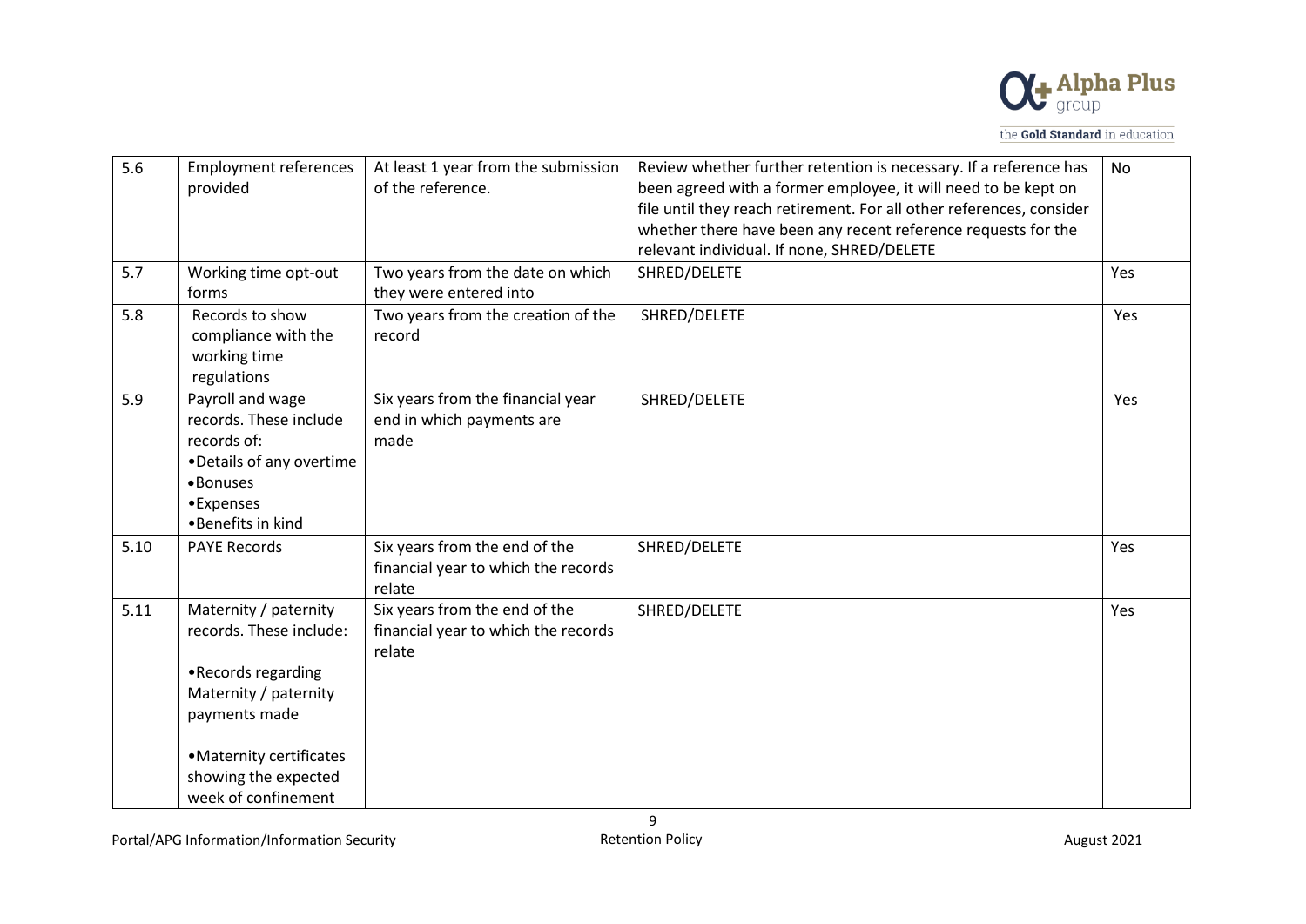| | | | | |
|---|---|---|---|---|
| 5.6 | Employment references provided | At least 1 year from the submission of the reference. | Review whether further retention is necessary. If a reference has been agreed with a former employee, it will need to be kept on file until they reach retirement. For all other references, consider whether there have been any recent reference requests for the relevant individual. If none, SHRED/DELETE | No |
| 5.7 | Working time opt-out forms | Two years from the date on which they were entered into | SHRED/DELETE | Yes |
| 5.8 | Records to show compliance with the working time regulations | Two years from the creation of the record | SHRED/DELETE | Yes |
| 5.9 | Payroll and wage records. These include records of:<br>• Details of any overtime<br>• Bonuses<br>• Expenses<br>• Benefits in kind | Six years from the financial year end in which payments are made | SHRED/DELETE | Yes |
| 5.10 | PAYE Records | Six years from the end of the financial year to which the records relate | SHRED/DELETE | Yes |
| 5.11 | Maternity / paternity records. These include:<br>• Records regarding Maternity / paternity payments made<br>• Maternity certificates showing the expected week of confinement | Six years from the end of the financial year to which the records relate | SHRED/DELETE | Yes |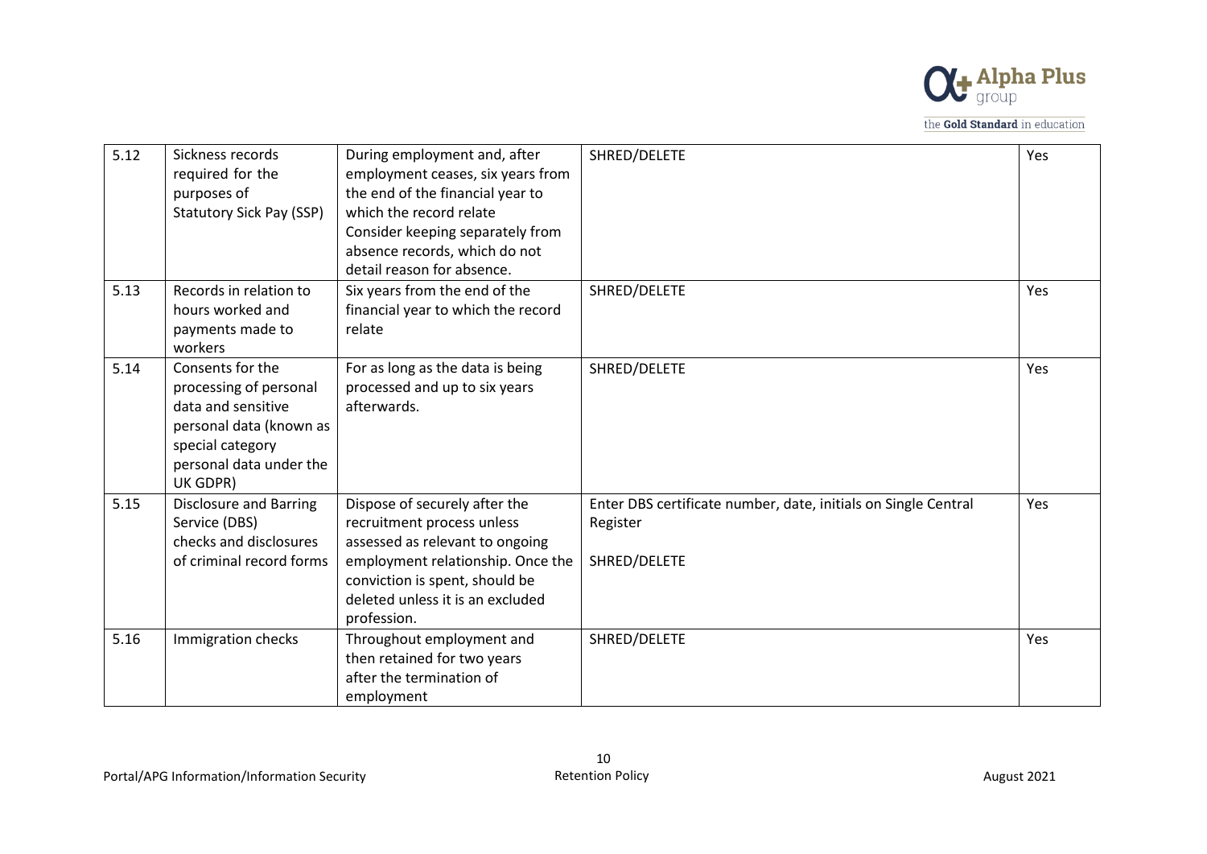| 5.12 | Sickness records required for the purposes of Statutory Sick Pay (SSP) | During employment and, after employment ceases, six years from the end of the financial year to which the record relate<br>Consider keeping separately from absence records, which do not detail reason for absence. | SHRED/DELETE | Yes |
|---|---|---|---|---|
| 5.13 | Records in relation to hours worked and payments made to workers | Six years from the end of the financial year to which the record relate | SHRED/DELETE | Yes |
| 5.14 | Consents for the processing of personal data and sensitive personal data (known as special category personal data under the UK GDPR) | For as long as the data is being processed and up to six years afterwards. | SHRED/DELETE | Yes |
| 5.15 | Disclosure and Barring Service (DBS) checks and disclosures of criminal record forms | Dispose of securely after the recruitment process unless assessed as relevant to ongoing employment relationship. Once the conviction is spent, should be deleted unless it is an excluded profession. | Enter DBS certificate number, date, initials on Single Central Register<br><br>SHRED/DELETE | Yes |
| 5.16 | Immigration checks | Throughout employment and then retained for two years after the termination of employment | SHRED/DELETE | Yes |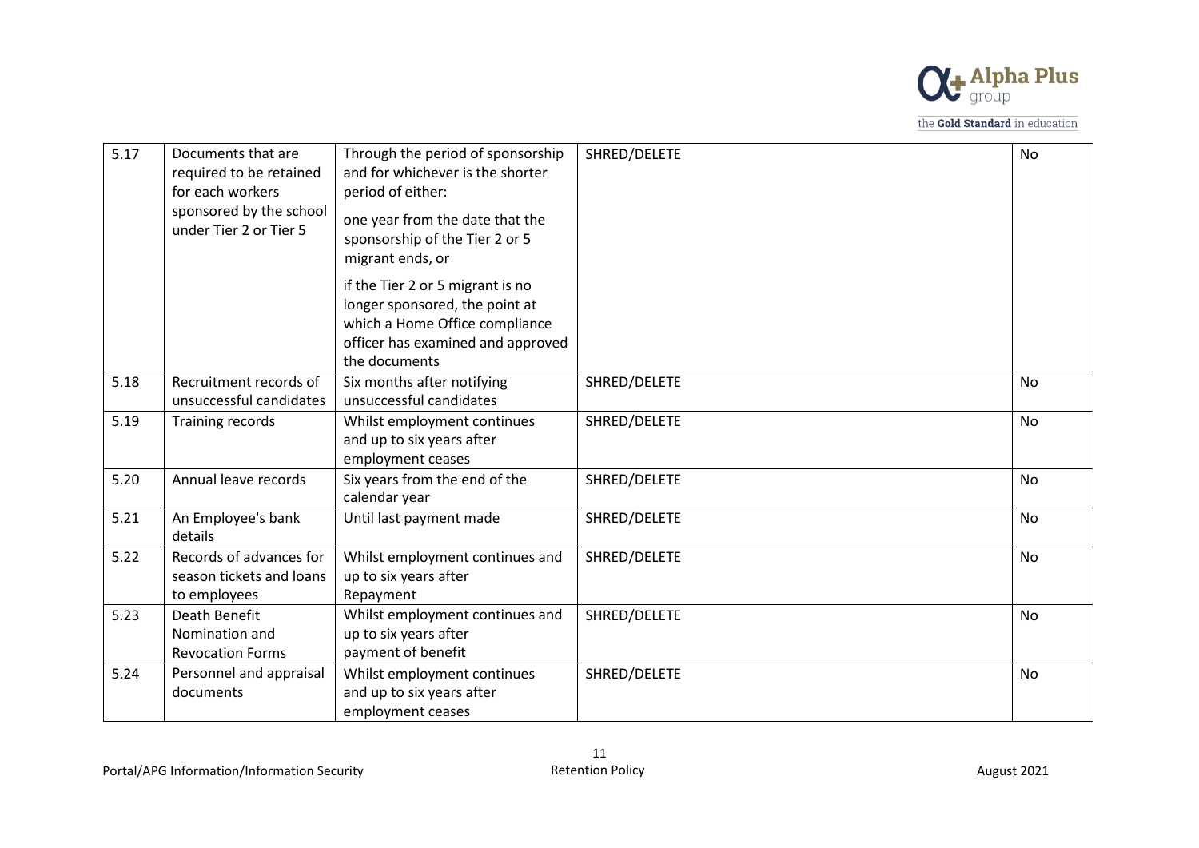| 5.17 | Documents that are required to be retained for each workers sponsored by the school under Tier 2 or Tier 5 | Through the period of sponsorship and for whichever is the shorter period of either:<br>one year from the date that the sponsorship of the Tier 2 or 5 migrant ends, or<br>if the Tier 2 or 5 migrant is no longer sponsored, the point at which a Home Office compliance officer has examined and approved the documents | SHRED/DELETE | No |
|---|---|---|---|---|
| 5.18 | Recruitment records of unsuccessful candidates | Six months after notifying unsuccessful candidates | SHRED/DELETE | No |
| 5.19 | Training records | Whilst employment continues and up to six years after employment ceases | SHRED/DELETE | No |
| 5.20 | Annual leave records | Six years from the end of the calendar year | SHRED/DELETE | No |
| 5.21 | An Employee's bank details | Until last payment made | SHRED/DELETE | No |
| 5.22 | Records of advances for season tickets and loans to employees | Whilst employment continues and up to six years after Repayment | SHRED/DELETE | No |
| 5.23 | Death Benefit Nomination and Revocation Forms | Whilst employment continues and up to six years after payment of benefit | SHRED/DELETE | No |
| 5.24 | Personnel and appraisal documents | Whilst employment continues and up to six years after employment ceases | SHRED/DELETE | No |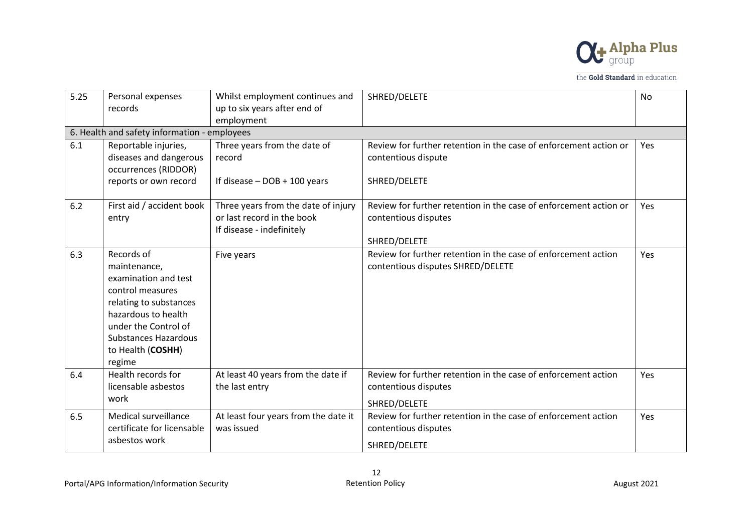| 5.25 | Personal expenses records | Whilst employment continues and up to six years after end of employment | SHRED/DELETE | No |
|---|---|---|---|---|
| **6. Health and safety information - employees** | | | | |
| 6.1 | Reportable injuries, diseases and dangerous occurrences (RIDDOR) reports or own record | Three years from the date of record<br><br>If disease – DOB + 100 years | Review for further retention in the case of enforcement action or contentious dispute<br><br>SHRED/DELETE | Yes |
| 6.2 | First aid / accident book entry | Three years from the date of injury or last record in the book<br>If disease - indefinitely | Review for further retention in the case of enforcement action or contentious disputes<br><br>SHRED/DELETE | Yes |
| 6.3 | Records of maintenance, examination and test control measures relating to substances hazardous to health under the Control of Substances Hazardous to Health (**COSHH**) regime | Five years | Review for further retention in the case of enforcement action contentious disputes SHRED/DELETE | Yes |
| 6.4 | Health records for licensable asbestos work | At least 40 years from the date if the last entry | Review for further retention in the case of enforcement action contentious disputes<br><br>SHRED/DELETE | Yes |
| 6.5 | Medical surveillance certificate for licensable asbestos work | At least four years from the date it was issued | Review for further retention in the case of enforcement action contentious disputes<br><br>SHRED/DELETE | Yes |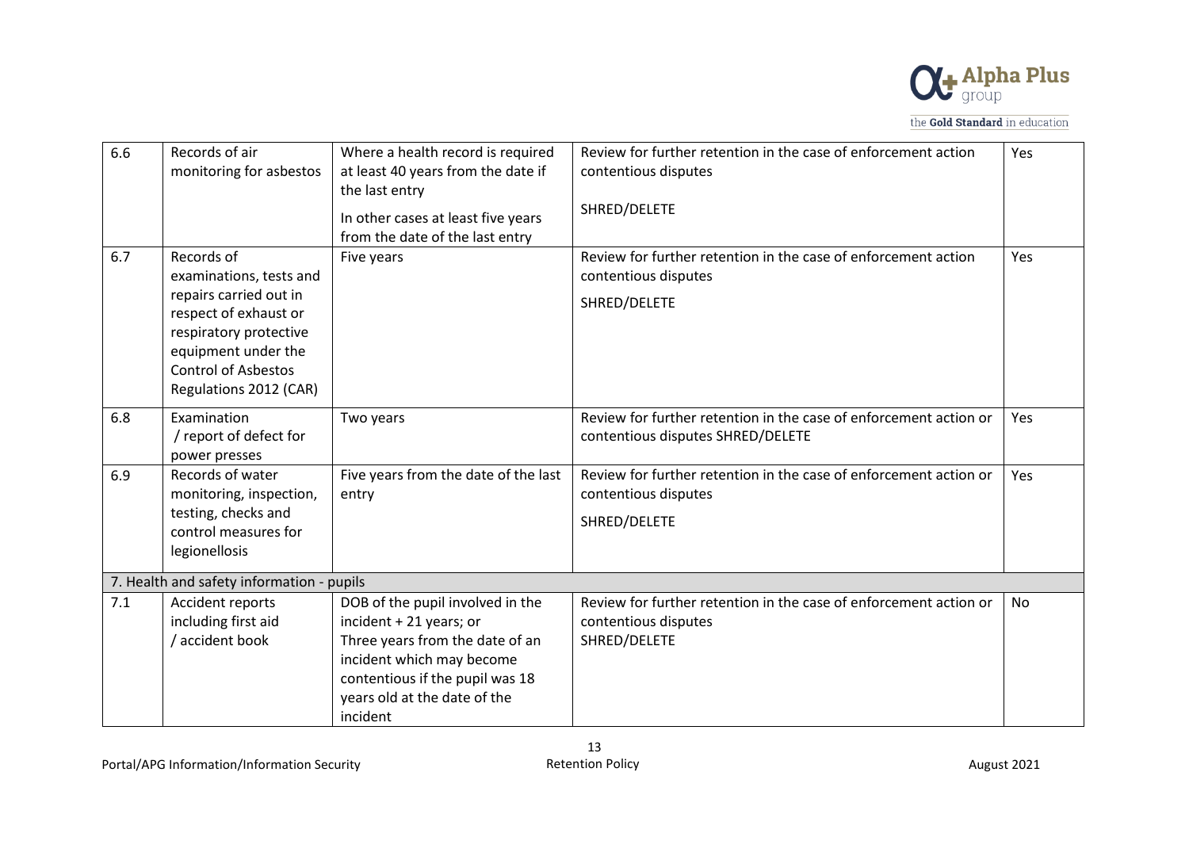| 6.6 | Records of air monitoring for asbestos | Where a health record is required at least 40 years from the date if the last entry<br><br>In other cases at least five years from the date of the last entry | Review for further retention in the case of enforcement action contentious disputes<br><br>SHRED/DELETE | Yes |
|---|---|---|---|---|
| 6.7 | Records of examinations, tests and repairs carried out in respect of exhaust or respiratory protective equipment under the Control of Asbestos Regulations 2012 (CAR) | Five years | Review for further retention in the case of enforcement action contentious disputes<br><br>SHRED/DELETE | Yes |
| 6.8 | Examination / report of defect for power presses | Two years | Review for further retention in the case of enforcement action or contentious disputes SHRED/DELETE | Yes |
| 6.9 | Records of water monitoring, inspection, testing, checks and control measures for legionellosis | Five years from the date of the last entry | Review for further retention in the case of enforcement action or contentious disputes<br><br>SHRED/DELETE | Yes |
| 7. Health and safety information - pupils | | | | |
| 7.1 | Accident reports including first aid / accident book | DOB of the pupil involved in the incident + 21 years; or Three years from the date of an incident which may become contentious if the pupil was 18 years old at the date of the incident | Review for further retention in the case of enforcement action or contentious disputes<br>SHRED/DELETE | No |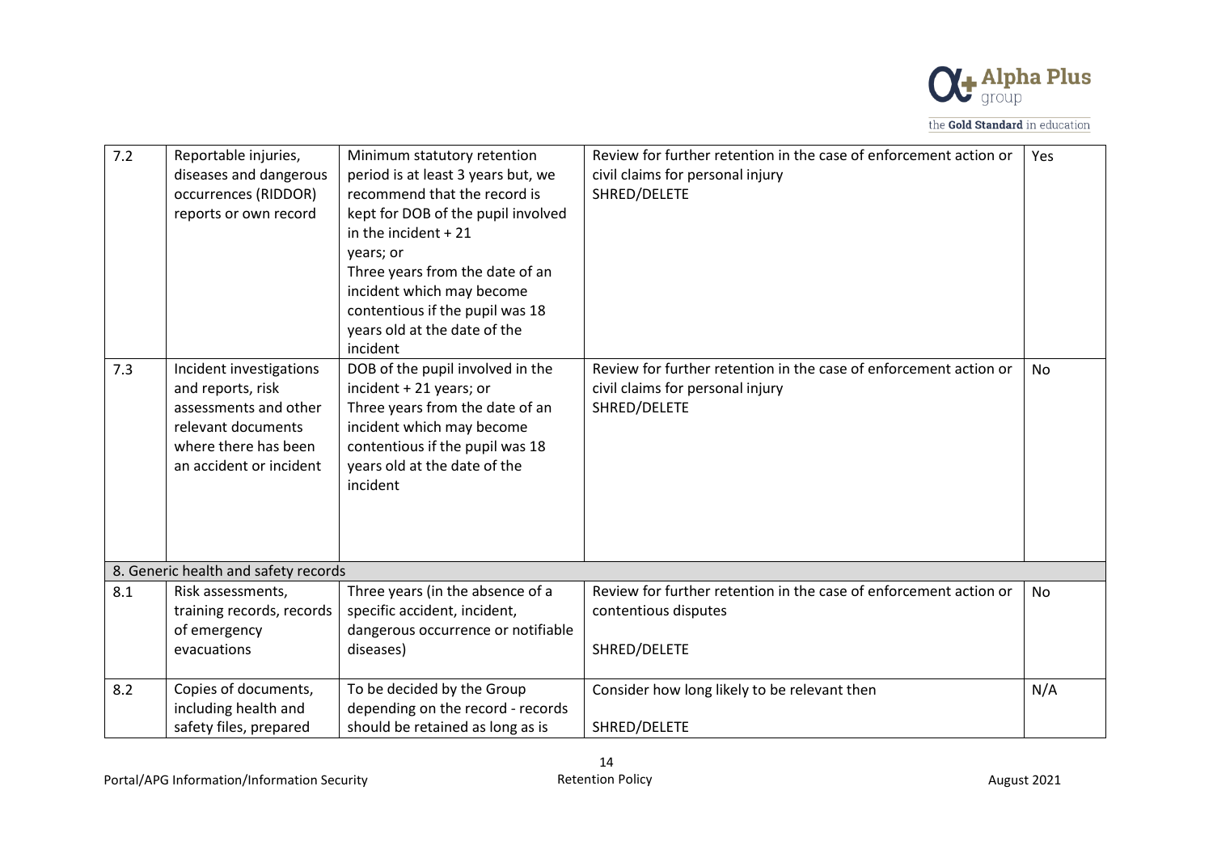| | | | | |
|---|---|---|---|---|
| 7.2 | Reportable injuries, diseases and dangerous occurrences (RIDDOR) reports or own record | Minimum statutory retention period is at least 3 years but, we recommend that the record is kept for DOB of the pupil involved in the incident + 21 years; or Three years from the date of an incident which may become contentious if the pupil was 18 years old at the date of the incident | Review for further retention in the case of enforcement action or civil claims for personal injury SHRED/DELETE | Yes |
| 7.3 | Incident investigations and reports, risk assessments and other relevant documents where there has been an accident or incident | DOB of the pupil involved in the incident + 21 years; or Three years from the date of an incident which may become contentious if the pupil was 18 years old at the date of the incident | Review for further retention in the case of enforcement action or civil claims for personal injury SHRED/DELETE | No |
| 8. Generic health and safety records | | | | |
| 8.1 | Risk assessments, training records, records of emergency evacuations | Three years (in the absence of a specific accident, incident, dangerous occurrence or notifiable diseases) | Review for further retention in the case of enforcement action or contentious disputes SHRED/DELETE | No |
| 8.2 | Copies of documents, including health and safety files, prepared | To be decided by the Group depending on the record - records should be retained as long as is | Consider how long likely to be relevant then SHRED/DELETE | N/A |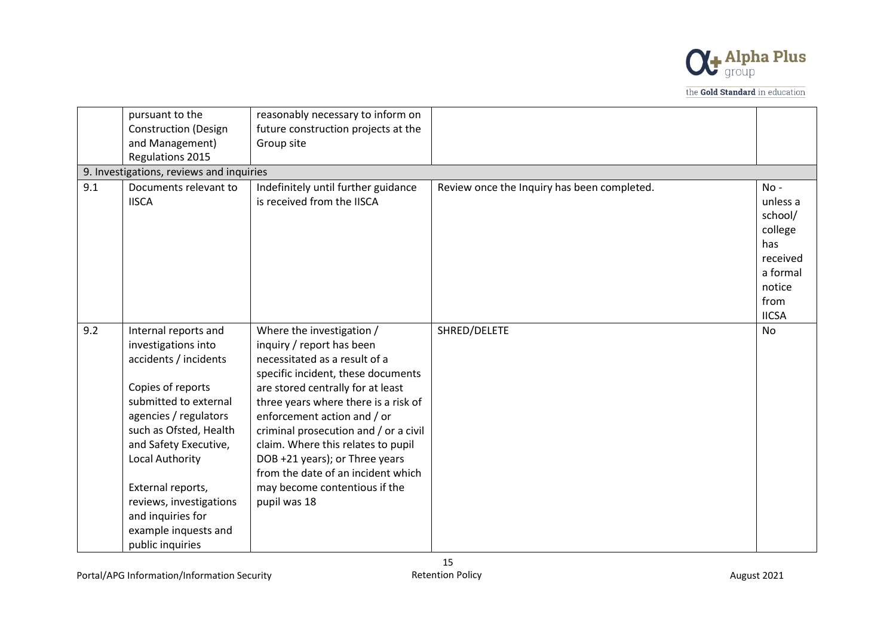| | | | | |
|---|---|---|---|---|
| | pursuant to the Construction (Design and Management) Regulations 2015 | reasonably necessary to inform on future construction projects at the Group site | | |
| 9. Investigations, reviews and inquiries | | | | |
| 9.1 | Documents relevant to IISCA | Indefinitely until further guidance is received from the IISCA | Review once the Inquiry has been completed. | No - unless a school/ college has received a formal notice from IICSA |
| 9.2 | Internal reports and investigations into accidents / incidents<br><br>Copies of reports submitted to external agencies / regulators such as Ofsted, Health and Safety Executive, Local Authority<br><br>External reports, reviews, investigations and inquiries for example inquests and public inquiries | Where the investigation / inquiry / report has been necessitated as a result of a specific incident, these documents are stored centrally for at least three years where there is a risk of enforcement action and / or criminal prosecution and / or a civil claim. Where this relates to pupil DOB +21 years); or Three years from the date of an incident which may become contentious if the pupil was 18 | SHRED/DELETE | No |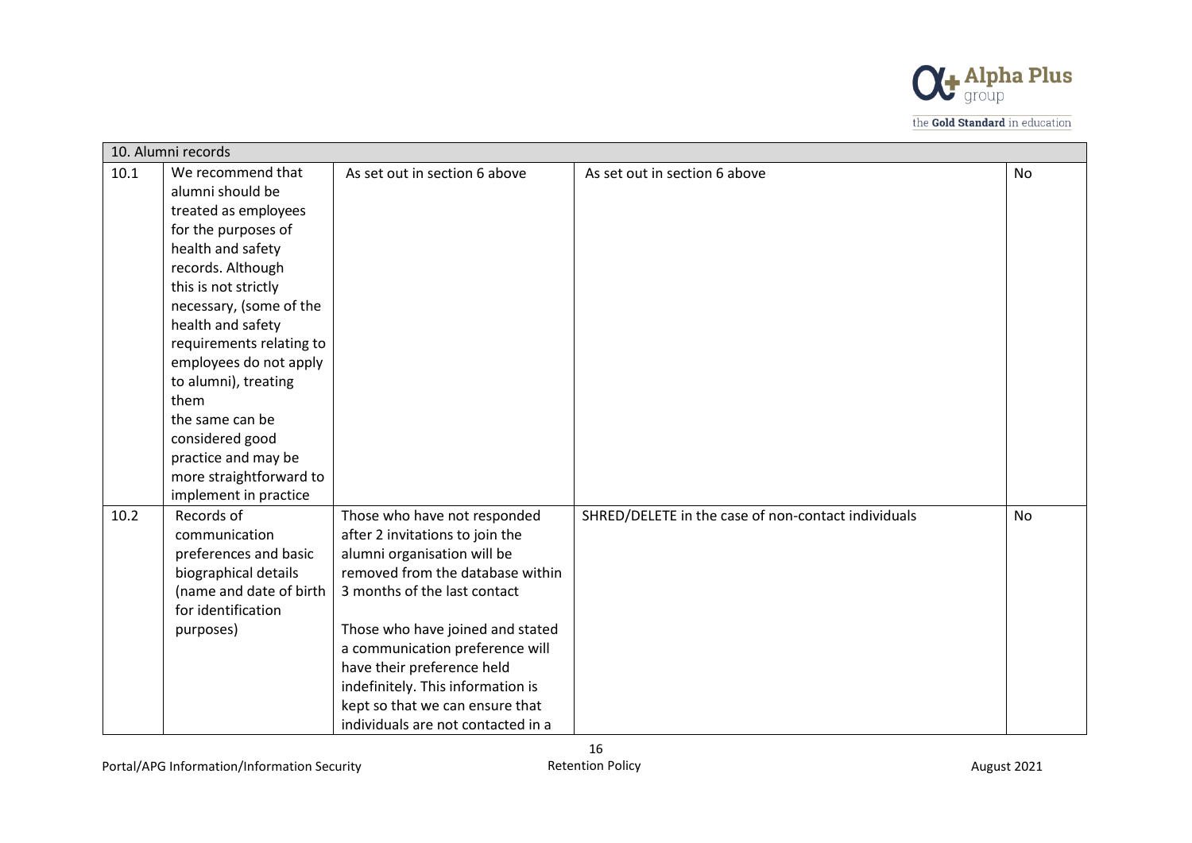| 10. Alumni records | | | | |
|---|---|---|---|---|
| 10.1 | We recommend that alumni should be treated as employees for the purposes of health and safety records. Although this is not strictly necessary, (some of the health and safety requirements relating to employees do not apply to alumni), treating them the same can be considered good practice and may be more straightforward to implement in practice | As set out in section 6 above | As set out in section 6 above | No |
| 10.2 | Records of communication preferences and basic biographical details (name and date of birth for identification purposes) | Those who have not responded after 2 invitations to join the alumni organisation will be removed from the database within 3 months of the last contact<br><br>Those who have joined and stated a communication preference will have their preference held indefinitely. This information is kept so that we can ensure that individuals are not contacted in a | SHRED/DELETE in the case of non-contact individuals | No |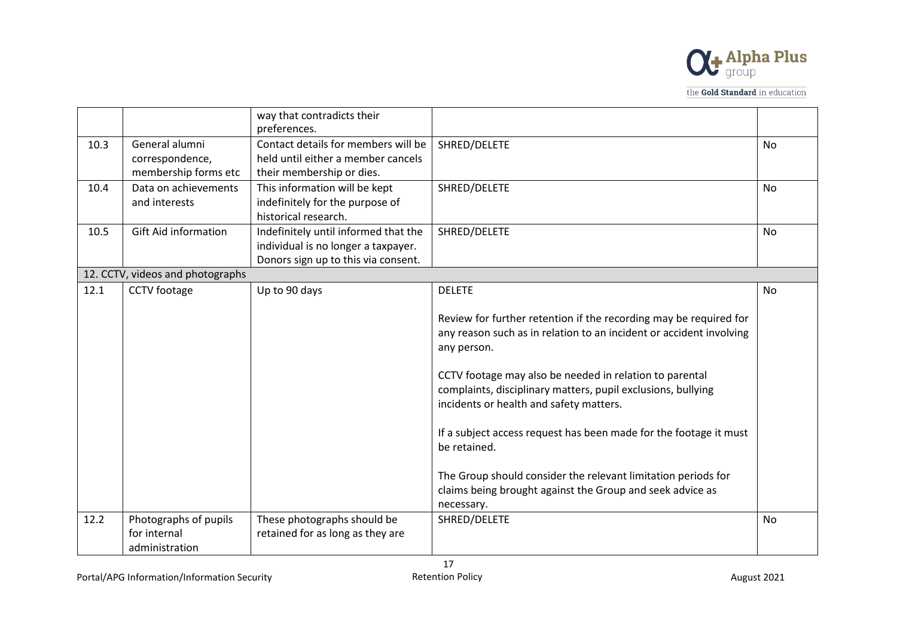| | | | | |
|---|---|---|---|---|
| | | way that contradicts their preferences. | | |
| 10.3 | General alumni correspondence, membership forms etc | Contact details for members will be held until either a member cancels their membership or dies. | SHRED/DELETE | No |
| 10.4 | Data on achievements and interests | This information will be kept indefinitely for the purpose of historical research. | SHRED/DELETE | No |
| 10.5 | Gift Aid information | Indefinitely until informed that the individual is no longer a taxpayer. Donors sign up to this via consent. | SHRED/DELETE | No |
| 12. CCTV, videos and photographs | | | | |
| 12.1 | CCTV footage | Up to 90 days | DELETE<br><br>Review for further retention if the recording may be required for any reason such as in relation to an incident or accident involving any person.<br><br>CCTV footage may also be needed in relation to parental complaints, disciplinary matters, pupil exclusions, bullying incidents or health and safety matters.<br><br>If a subject access request has been made for the footage it must be retained.<br><br>The Group should consider the relevant limitation periods for claims being brought against the Group and seek advice as necessary. | No |
| 12.2 | Photographs of pupils for internal administration | These photographs should be retained for as long as they are | SHRED/DELETE | No |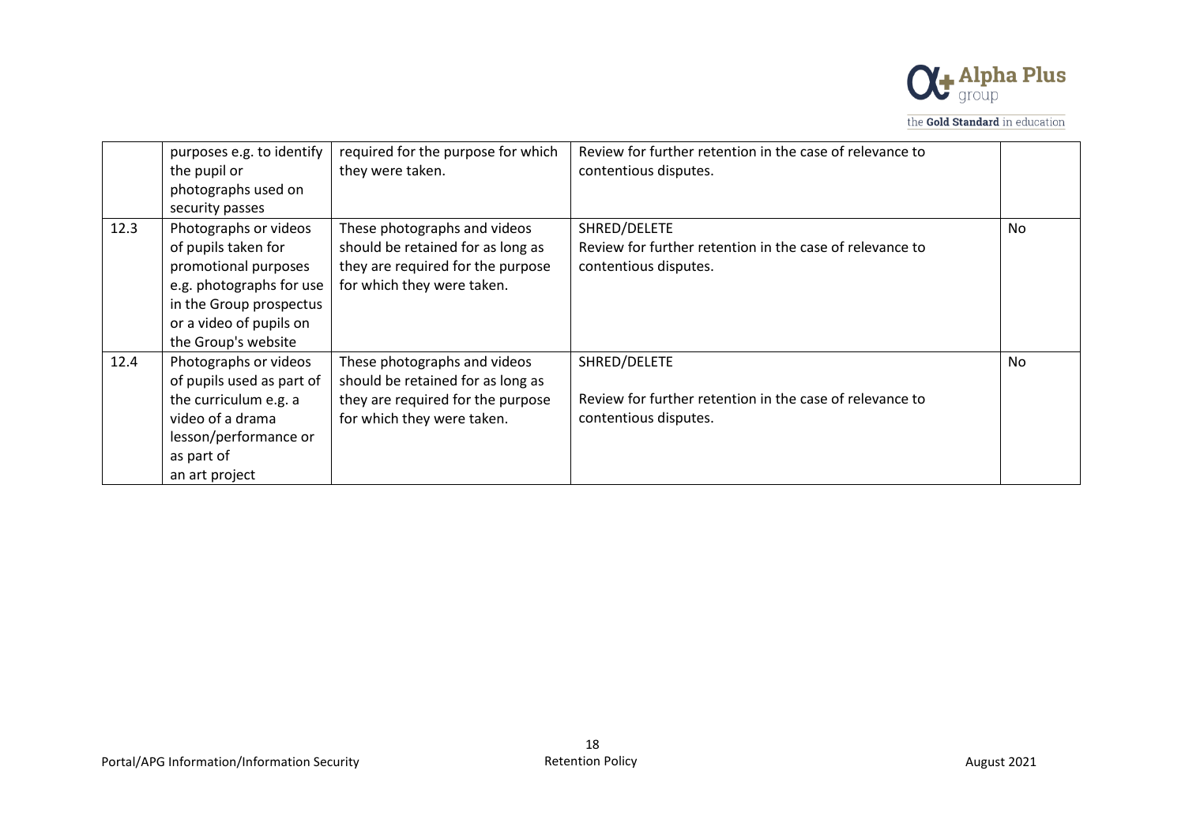| | | | | |
|---|---|---|---|---|
| | purposes e.g. to identify the pupil or photographs used on security passes | required for the purpose for which they were taken. | Review for further retention in the case of relevance to contentious disputes. | |
| 12.3 | Photographs or videos of pupils taken for promotional purposes e.g. photographs for use in the Group prospectus or a video of pupils on the Group's website | These photographs and videos should be retained for as long as they are required for the purpose for which they were taken. | SHRED/DELETE<br>Review for further retention in the case of relevance to contentious disputes. | No |
| 12.4 | Photographs or videos of pupils used as part of the curriculum e.g. a video of a drama lesson/performance or as part of an art project | These photographs and videos should be retained for as long as they are required for the purpose for which they were taken. | SHRED/DELETE<br><br>Review for further retention in the case of relevance to contentious disputes. | No |